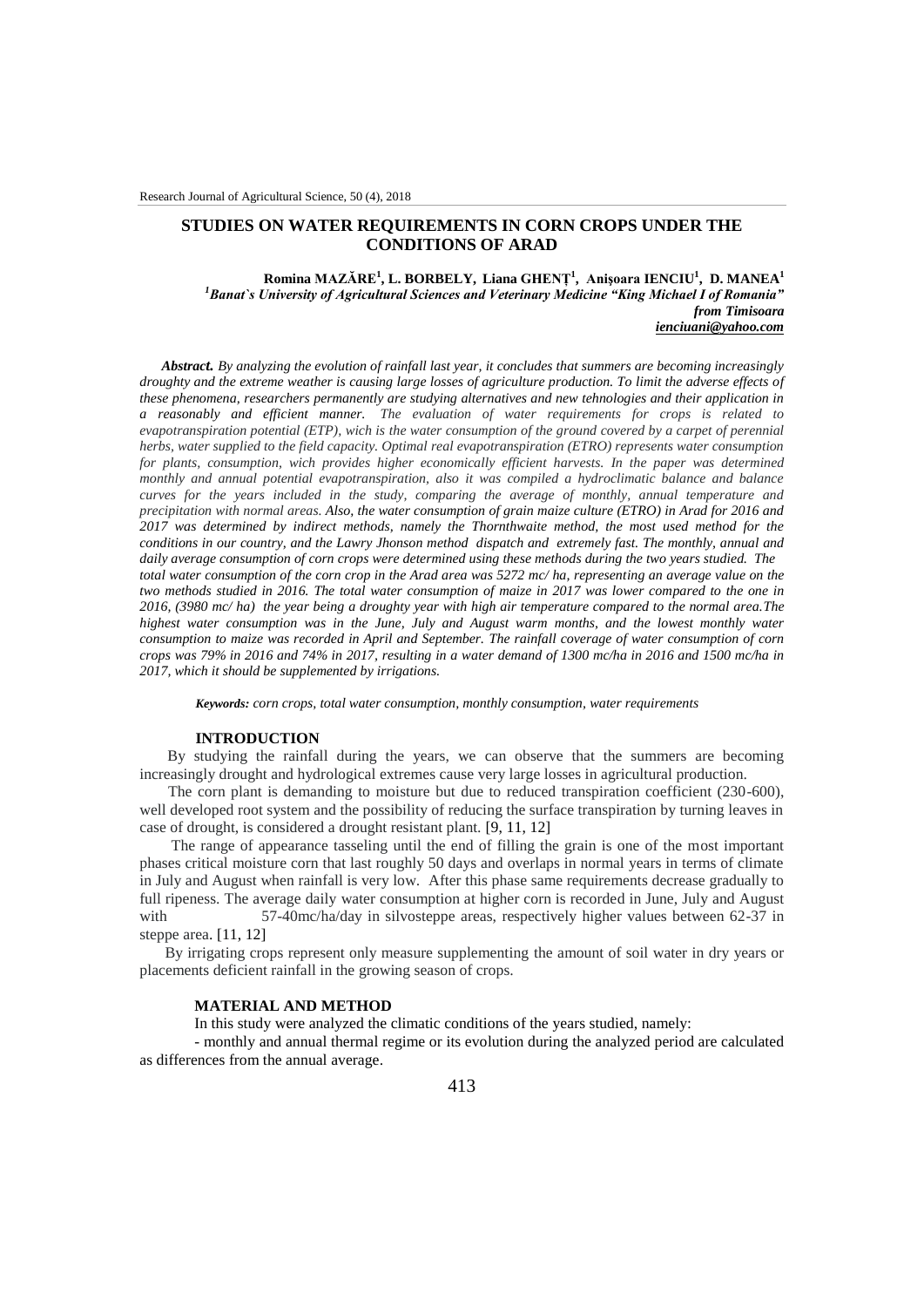# STUDIES ON WATER REQUIREMENTS IN CORN CROPS UNDER THE CONDITIONS OF ARAD

**Romina MAZĂRE[1], L. BORBELY, Liana GHENȚ[1], Anişoara IENCIU[1], D. MANEA[1]**

*[1]Banat`s University of Agricultural Sciences and Veterinary Medicine "King Michael I of Romania" from Timisoara*

*ienciuani@yahoo.com*

***Abstract.*** *By analyzing the evolution of rainfall last year, it concludes that summers are becoming increasingly droughty and the extreme weather is causing large losses of agriculture production. To limit the adverse effects of these phenomena, researchers permanently are studying alternatives and new tehnologies and their application in a reasonably and efficient manner. The evaluation of water requirements for crops is related to evapotranspiration potential (ETP), wich is the water consumption of the ground covered by a carpet of perennial herbs, water supplied to the field capacity. Optimal real evapotranspiration (ETRO) represents water consumption for plants, consumption, wich provides higher economically efficient harvests. In the paper was determined monthly and annual potential evapotranspiration, also it was compiled a hydroclimatic balance and balance curves for the years included in the study, comparing the average of monthly, annual temperature and precipitation with normal areas. Also, the water consumption of grain maize culture (ETRO) in Arad for 2016 and 2017 was determined by indirect methods, namely the Thornthwaite method, the most used method for the conditions in our country, and the Lawry Jhonson method dispatch and extremely fast. The monthly, annual and daily average consumption of corn crops were determined using these methods during the two years studied. The total water consumption of the corn crop in the Arad area was 5272 mc/ ha, representing an average value on the two methods studied in 2016. The total water consumption of maize in 2017 was lower compared to the one in 2016, (3980 mc/ ha) the year being a droughty year with high air temperature compared to the normal area.The highest water consumption was in the June, July and August warm months, and the lowest monthly water consumption to maize was recorded in April and September. The rainfall coverage of water consumption of corn crops was 79% in 2016 and 74% in 2017, resulting in a water demand of 1300 mc/ha in 2016 and 1500 mc/ha in 2017, which it should be supplemented by irrigations.*

***Keywords:*** *corn crops, total water consumption, monthly consumption, water requirements*

## INTRODUCTION

By studying the rainfall during the years, we can observe that the summers are becoming increasingly drought and hydrological extremes cause very large losses in agricultural production.

The corn plant is demanding to moisture but due to reduced transpiration coefficient (230-600), well developed root system and the possibility of reducing the surface transpiration by turning leaves in case of drought, is considered a drought resistant plant. [9, 11, 12]

The range of appearance tasseling until the end of filling the grain is one of the most important phases critical moisture corn that last roughly 50 days and overlaps in normal years in terms of climate in July and August when rainfall is very low. After this phase same requirements decrease gradually to full ripeness. The average daily water consumption at higher corn is recorded in June, July and August with 57-40mc/ha/day in silvosteppe areas, respectively higher values between 62-37 in steppe area. [11, 12]

By irrigating crops represent only measure supplementing the amount of soil water in dry years or placements deficient rainfall in the growing season of crops.

## MATERIAL AND METHOD

In this study were analyzed the climatic conditions of the years studied, namely:

- monthly and annual thermal regime or its evolution during the analyzed period are calculated as differences from the annual average.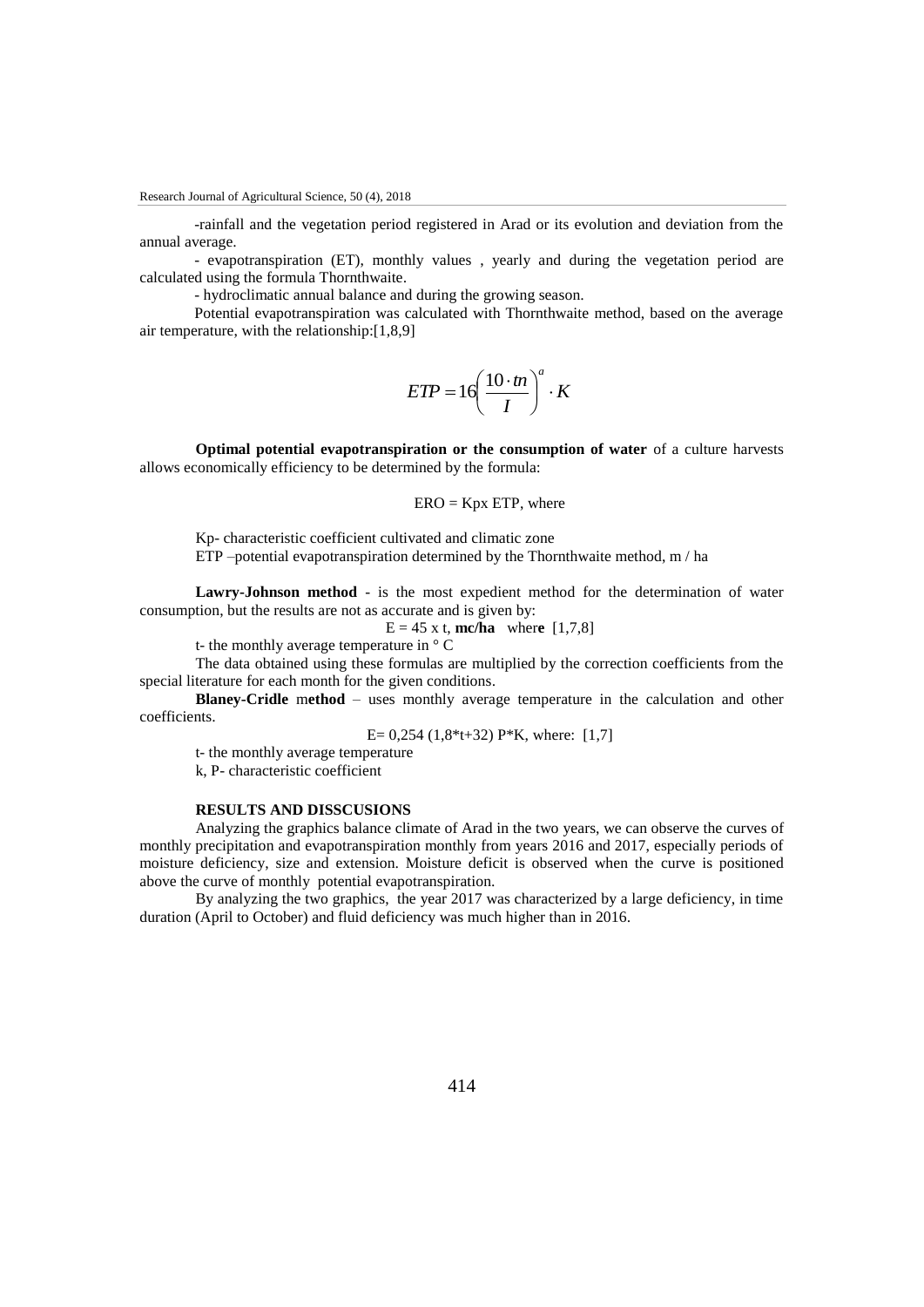-rainfall and the vegetation period registered in Arad or its evolution and deviation from the annual average.

- evapotranspiration (ET), monthly values , yearly and during the vegetation period are calculated using the formula Thornthwaite.

- hydroclimatic annual balance and during the growing season.

Potential evapotranspiration was calculated with Thornthwaite method, based on the average air temperature, with the relationship:[1,8,9]

$$ETP = 16\left(\frac{10 \cdot tn}{I}\right)^{a} \cdot K$$

**Optimal potential evapotranspiration or the consumption of water** of a culture harvests allows economically efficiency to be determined by the formula:

ERO = Kpx ETP, where

Kp- characteristic coefficient cultivated and climatic zone

ETP –potential evapotranspiration determined by the Thornthwaite method, m / ha

**Lawry-Johnson method** - is the most expedient method for the determination of water consumption, but the results are not as accurate and is given by:

E = 45 x t, **mc/ha** wher**e** [1,7,8]

t- the monthly average temperature in ° C

The data obtained using these formulas are multiplied by the correction coefficients from the special literature for each month for the given conditions.

**Blaney-Cridle** m**ethod** – uses monthly average temperature in the calculation and other coefficients.

E= 0,254 (1,8*t+32) P*K, where: [1,7]

t- the monthly average temperature

k, P- characteristic coefficient

## RESULTS AND DISSCUSIONS

Analyzing the graphics balance climate of Arad in the two years, we can observe the curves of monthly precipitation and evapotranspiration monthly from years 2016 and 2017, especially periods of moisture deficiency, size and extension. Moisture deficit is observed when the curve is positioned above the curve of monthly potential evapotranspiration.

By analyzing the two graphics, the year 2017 was characterized by a large deficiency, in time duration (April to October) and fluid deficiency was much higher than in 2016.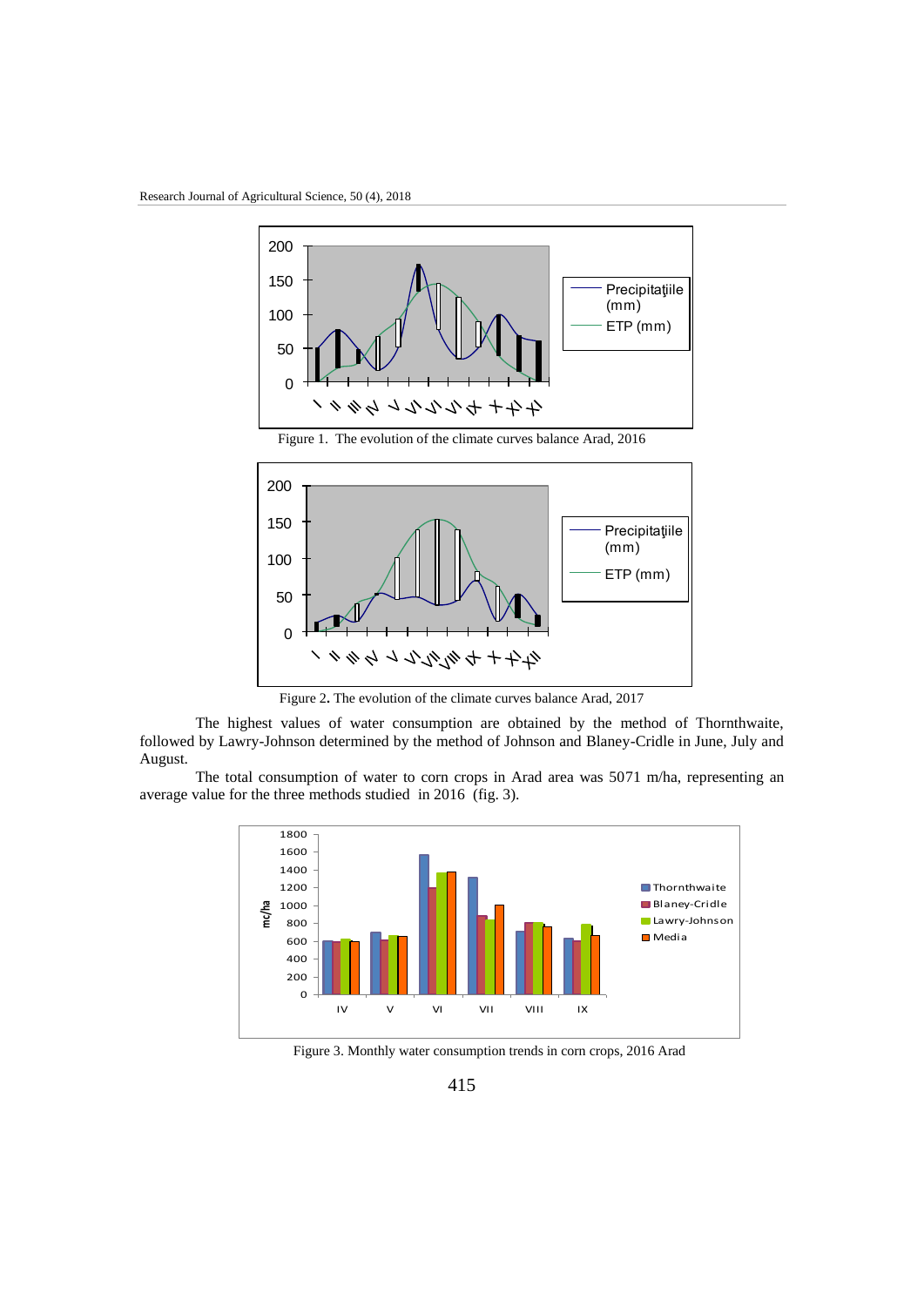Figure 1. The evolution of the climate curves balance Arad, 2016

Figure 2. The evolution of the climate curves balance Arad, 2017

The highest values of water consumption are obtained by the method of Thornthwaite, followed by Lawry-Johnson determined by the method of Johnson and Blaney-Cridle in June, July and August.

The total consumption of water to corn crops in Arad area was 5071 m/ha, representing an average value for the three methods studied in 2016 (fig. 3).

Figure 3. Monthly water consumption trends in corn crops, 2016 Arad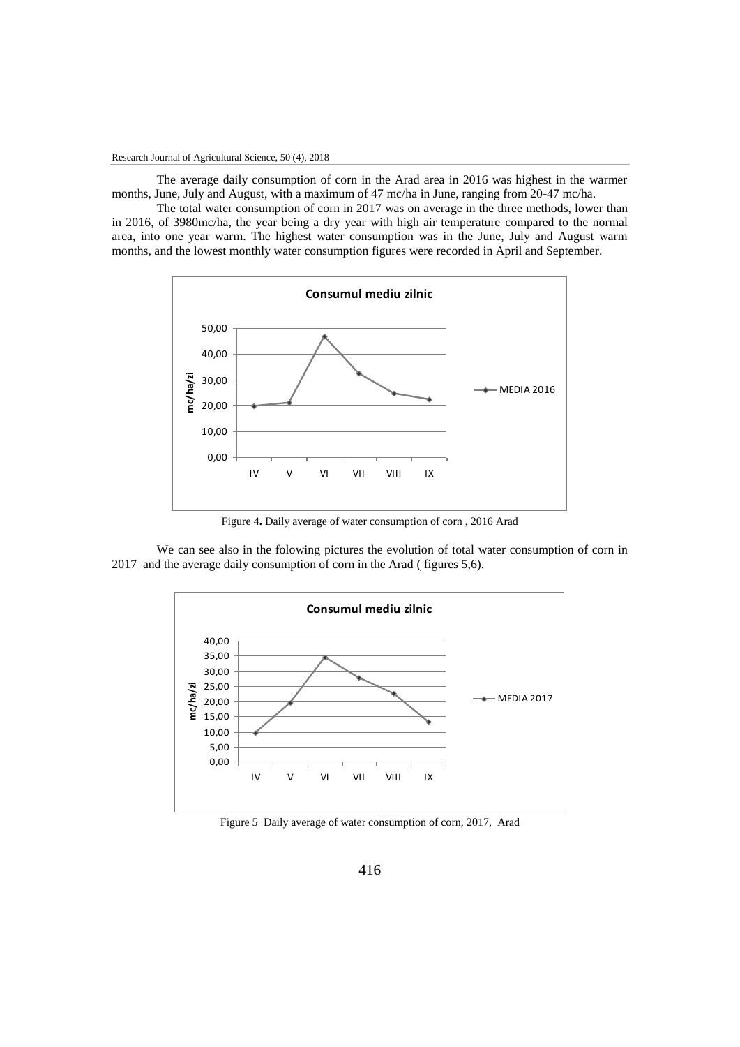The average daily consumption of corn in the Arad area in 2016 was highest in the warmer months, June, July and August, with a maximum of 47 mc/ha in June, ranging from 20-47 mc/ha.

The total water consumption of corn in 2017 was on average in the three methods, lower than in 2016, of 3980mc/ha, the year being a dry year with high air temperature compared to the normal area, into one year warm. The highest water consumption was in the June, July and August warm months, and the lowest monthly water consumption figures were recorded in April and September.

Figure 4. Daily average of water consumption of corn , 2016 Arad

We can see also in the folowing pictures the evolution of total water consumption of corn in 2017 and the average daily consumption of corn in the Arad ( figures 5,6).

Figure 5 Daily average of water consumption of corn, 2017, Arad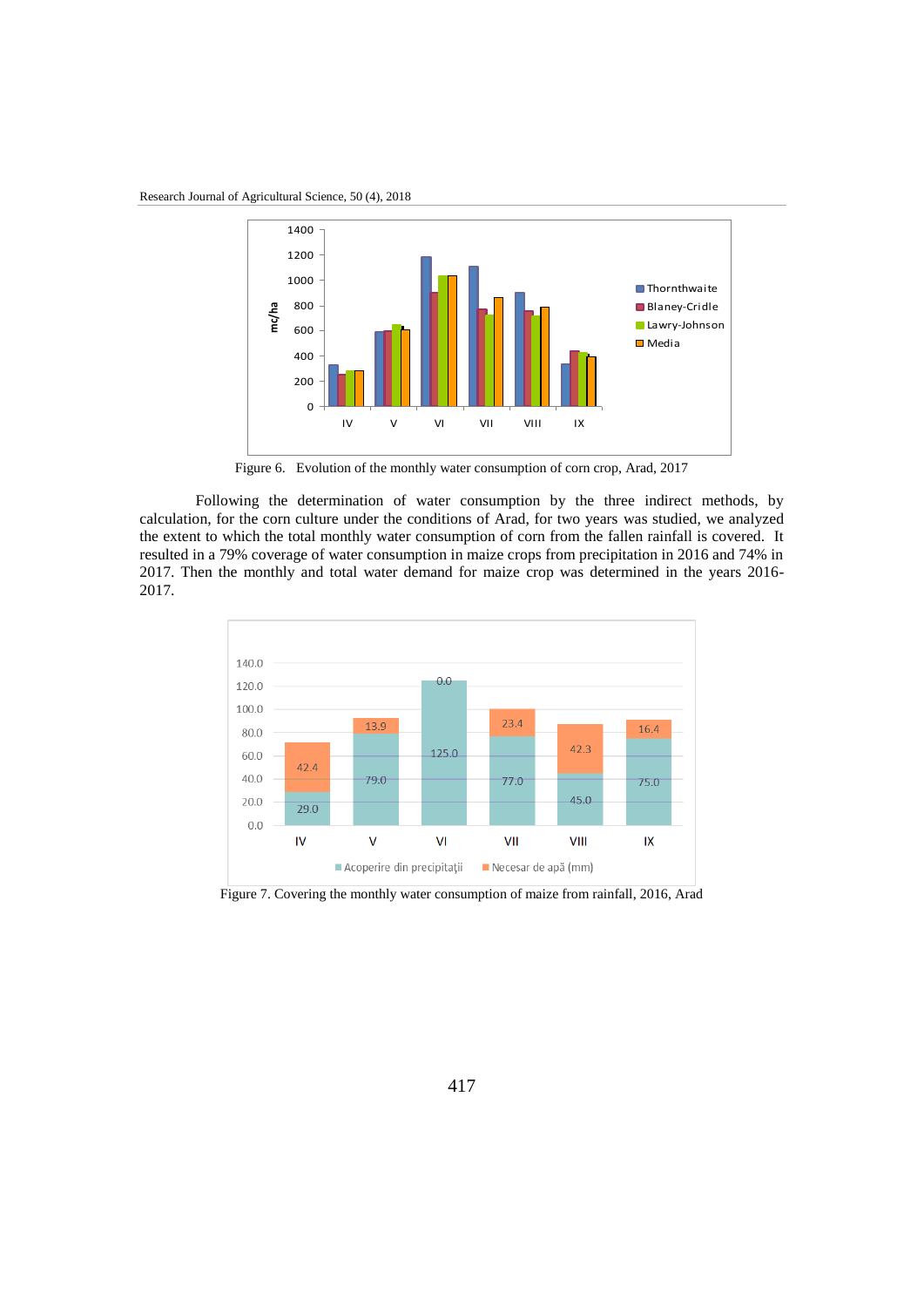Figure 6. Evolution of the monthly water consumption of corn crop, Arad, 2017

Following the determination of water consumption by the three indirect methods, by calculation, for the corn culture under the conditions of Arad, for two years was studied, we analyzed the extent to which the total monthly water consumption of corn from the fallen rainfall is covered. It resulted in a 79% coverage of water consumption in maize crops from precipitation in 2016 and 74% in 2017. Then the monthly and total water demand for maize crop was determined in the years 2016-2017.

Figure 7. Covering the monthly water consumption of maize from rainfall, 2016, Arad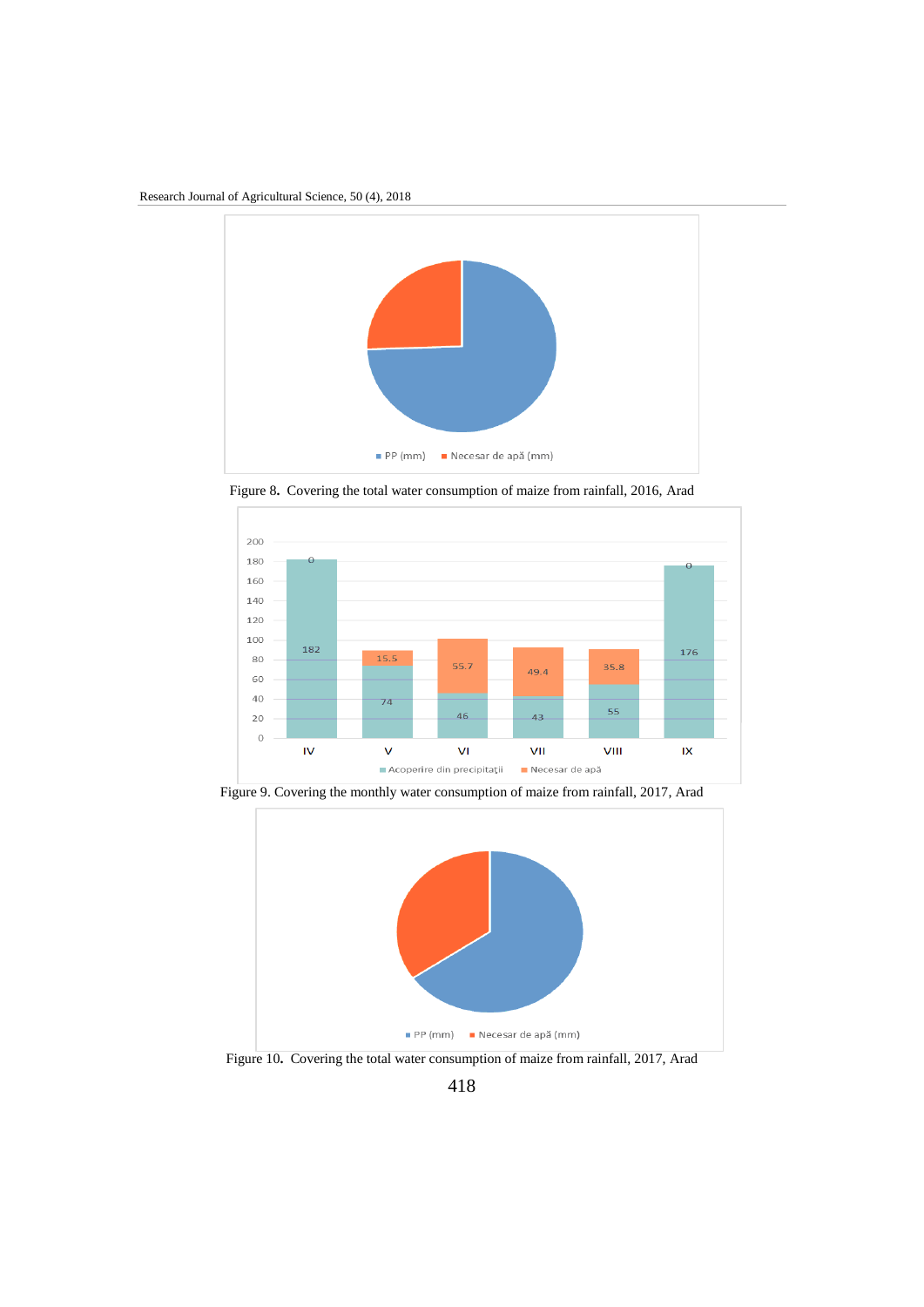Figure 8. Covering the total water consumption of maize from rainfall, 2016, Arad

Figure 9. Covering the monthly water consumption of maize from rainfall, 2017, Arad

Figure 10. Covering the total water consumption of maize from rainfall, 2017, Arad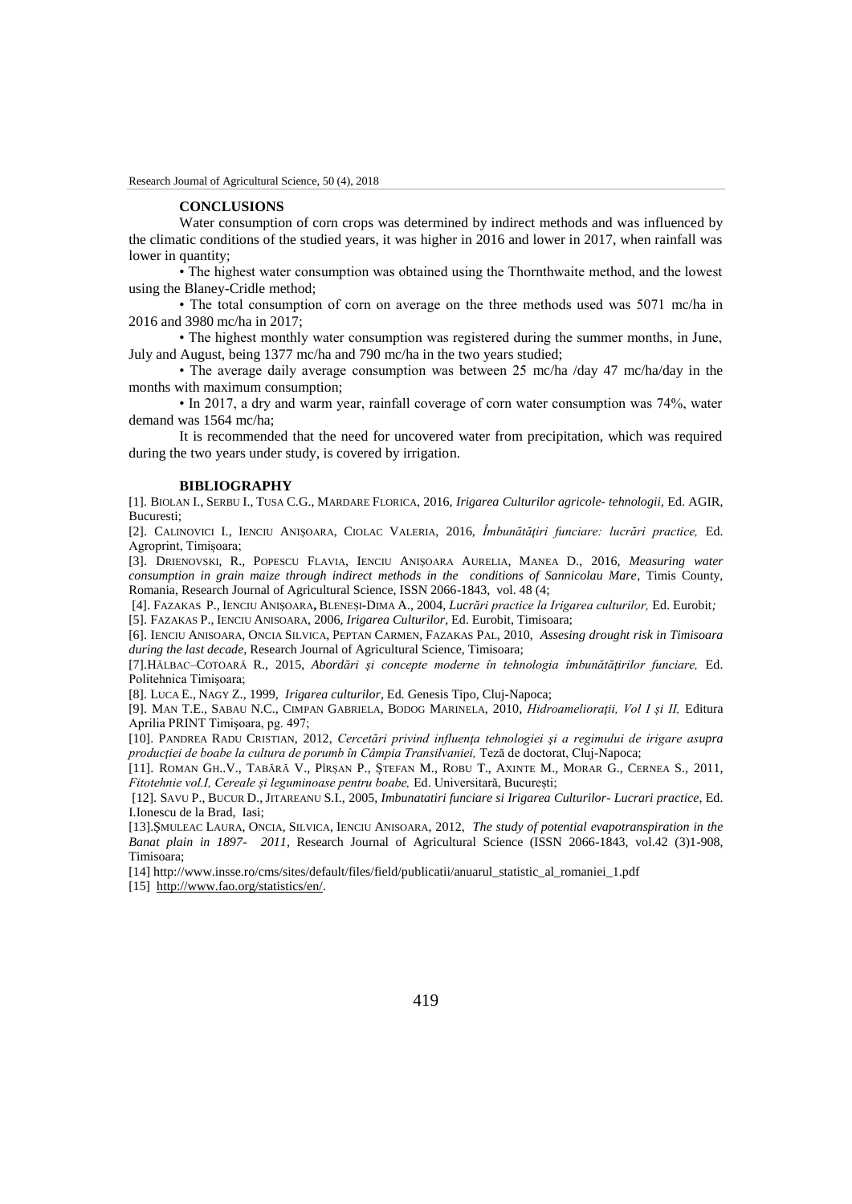## CONCLUSIONS

Water consumption of corn crops was determined by indirect methods and was influenced by the climatic conditions of the studied years, it was higher in 2016 and lower in 2017, when rainfall was lower in quantity;

• The highest water consumption was obtained using the Thornthwaite method, and the lowest using the Blaney-Cridle method;

• The total consumption of corn on average on the three methods used was 5071 mc/ha in 2016 and 3980 mc/ha in 2017;

• The highest monthly water consumption was registered during the summer months, in June, July and August, being 1377 mc/ha and 790 mc/ha in the two years studied;

• The average daily average consumption was between 25 mc/ha /day 47 mc/ha/day in the months with maximum consumption;

• In 2017, a dry and warm year, rainfall coverage of corn water consumption was 74%, water demand was 1564 mc/ha;

It is recommended that the need for uncovered water from precipitation, which was required during the two years under study, is covered by irrigation.

## BIBLIOGRAPHY

[1]. Biolan I., Serbu I., Tusa C.G., Mardare Florica, 2016, *Irigarea Culturilor agricole- tehnologii,* Ed. AGIR, Bucuresti;

[2]. Calinovici I., Ienciu Anişoara, Ciolac Valeria, 2016, *Îmbunătăţiri funciare: lucrări practice,* Ed. Agroprint, Timişoara;

[3]. Drienovski, R., Popescu Flavia, Ienciu Anişoara Aurelia, Manea D., 2016, *Measuring water consumption in grain maize through indirect methods in the conditions of Sannicolau Mare*, Timis County, Romania, Research Journal of Agricultural Science, ISSN 2066-1843, vol. 48 (4;

[4]. Fazakas P., Ienciu Anişoara, Bleneși-Dima A., 2004, *Lucrări practice la Irigarea culturilor,* Ed. Eurobit*;*

[5]. Fazakas P., Ienciu Anisoara, 2006, *Irigarea Culturilor*, Ed. Eurobit, Timisoara;

[6]. Ienciu Anisoara, Oncia Silvica, Peptan Carmen, Fazakas Pal, 2010, *Assesing drought risk in Timisoara during the last decade*, Research Journal of Agricultural Science, Timisoara;

[7].Hălbac–Cotoară R., 2015, *Abordări şi concepte moderne în tehnologia îmbunătăţirilor funciare,* Ed. Politehnica Timişoara;

[8]. Luca E., Nagy Z., 1999, *Irigarea culturilor*, Ed. Genesis Tipo, Cluj-Napoca;

[9]. Man T.E., Sabau N.C., Cimpan Gabriela, Bodog Marinela, 2010, *Hidroamelioraţii, Vol I şi II,* Editura Aprilia PRINT Timişoara, pg. 497;

[10]. Pandrea Radu Cristian, 2012, *Cercetări privind influenţa tehnologiei şi a regimului de irigare asupra producţiei de boabe la cultura de porumb în Câmpia Transilvaniei,* Teză de doctorat, Cluj-Napoca;

[11]. Roman Gh..V., Tabără V., Pîrşan P., Ştefan M., Robu T., Axinte M., Morar G., Cernea S., 2011, *Fitotehnie vol.I, Cereale şi leguminoase pentru boabe,* Ed. Universitară, Bucureşti;

[12]. Savu P., Bucur D., Jitareanu S.I., 2005, *Imbunatatiri funciare si Irigarea Culturilor- Lucrari practice*, Ed. I.Ionescu de la Brad, Iasi;

[13].Şmuleac Laura, Oncia, Silvica, Ienciu Anisoara, 2012, *The study of potential evapotranspiration in the Banat plain in 1897- 2011*, Research Journal of Agricultural Science (ISSN 2066-1843, vol.42 (3)1-908, Timisoara;

[14] http://www.insse.ro/cms/sites/default/files/field/publicatii/anuarul_statistic_al_romaniei_1.pdf

[15] http://www.fao.org/statistics/en/.